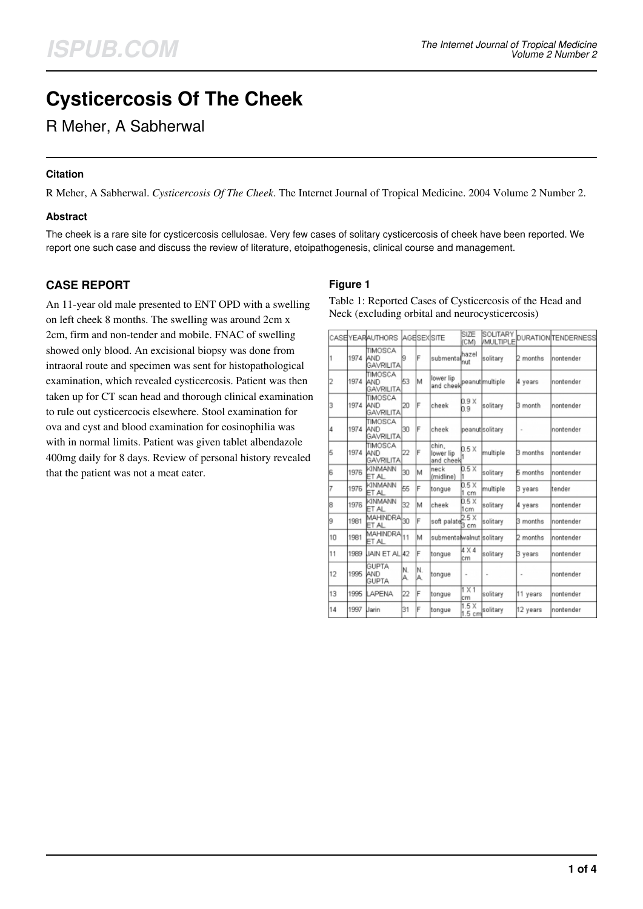# Cysticercosis Of The Cheek

R Meher, A Sabherwal

### Citation

R Meher, A Sabherwal. *Cysticercosis Of The Cheek*. The Internet Journal of Tropical Medicine. 2004 Volume 2 Number 2.

### Abstract

The cheek is a rare site for cysticercosis cellulosae. Very few cases of solitary cysticercosis of cheek have been reported. We report one such case and discuss the review of literature, etoipathogenesis, clinical course and management.

## CASE REPORT

An 11-year old male presented to ENT OPD with a swelling on left cheek 8 months. The swelling was around 2cm x 2cm, firm and non-tender and mobile. FNAC of swelling showed only blood. An excisional biopsy was done from intraoral route and specimen was sent for histopathological examination, which revealed cysticercosis. Patient was then taken up for CT scan head and thorough clinical examination to rule out cysticercocis elsewhere. Stool examination for ova and cyst and blood examination for eosinophilia was with in normal limits. Patient was given tablet albendazole 400mg daily for 8 days. Review of personal history revealed that the patient was not a meat eater.

### Figure 1

Table 1: Reported Cases of Cysticercosis of the Head and Neck (excluding orbital and neurocysticercosis)

| CASE | YEAR | AUTHORS | AGE | SEX | SITE | SIZE (CM) | SOLITARY /MULTIPLE | DURATION | TENDERNESS |
|---|---|---|---|---|---|---|---|---|---|
| 1 | 1974 | TIMOSCA AND GAVRILITA | 9 | F | submental | hazel nut | solitary | 2 months | nontender |
| 2 | 1974 | TIMOSCA AND GAVRILITA | 53 | M | lower lip and cheek | peanut | multiple | 4 years | nontender |
| 3 | 1974 | TIMOSCA AND GAVRILITA | 20 | F | cheek | 0.9 X 0.9 | solitary | 3 month | nontender |
| 4 | 1974 | TIMOSCA AND GAVRILITA | 30 | F | cheek | peanut | solitary | - | nontender |
| 5 | 1974 | TIMOSCA AND GAVRILITA | 22 | F | chin, lower lip and cheek | 0.5 X 1 | multiple | 3 months | nontender |
| 6 | 1976 | KINMANN ET AL. | 30 | M | neck (midline) | 0.5 X 1 | solitary | 5 months | nontender |
| 7 | 1976 | KINMANN ET AL. | 55 | F | tongue | 0.5 X 1 cm | multiple | 3 years | tender |
| 8 | 1976 | KINMANN ET AL. | 32 | M | cheek | 0.5 X 1cm | solitary | 4 years | nontender |
| 9 | 1981 | MAHINDRA ET AL. | 30 | F | soft palate | 2.5 X 3 cm | solitary | 3 months | nontender |
| 10 | 1981 | MAHINDRA ET AL. | 11 | M | submental | walnut | solitary | 2 months | nontender |
| 11 | 1989 | JAIN ET AL | 42 | F | tongue | 4 X 4 cm | solitary | 3 years | nontender |
| 12 | 1995 | GUPTA AND GUPTA | N. A. | N. A. | tongue | - | - | - | nontender |
| 13 | 1995 | LAPENA | 22 | F | tongue | 1 X 1 cm | solitary | 11 years | nontender |
| 14 | 1997 | Jarin | 31 | F | tongue | 1.5 X 1.5 cm | solitary | 12 years | nontender |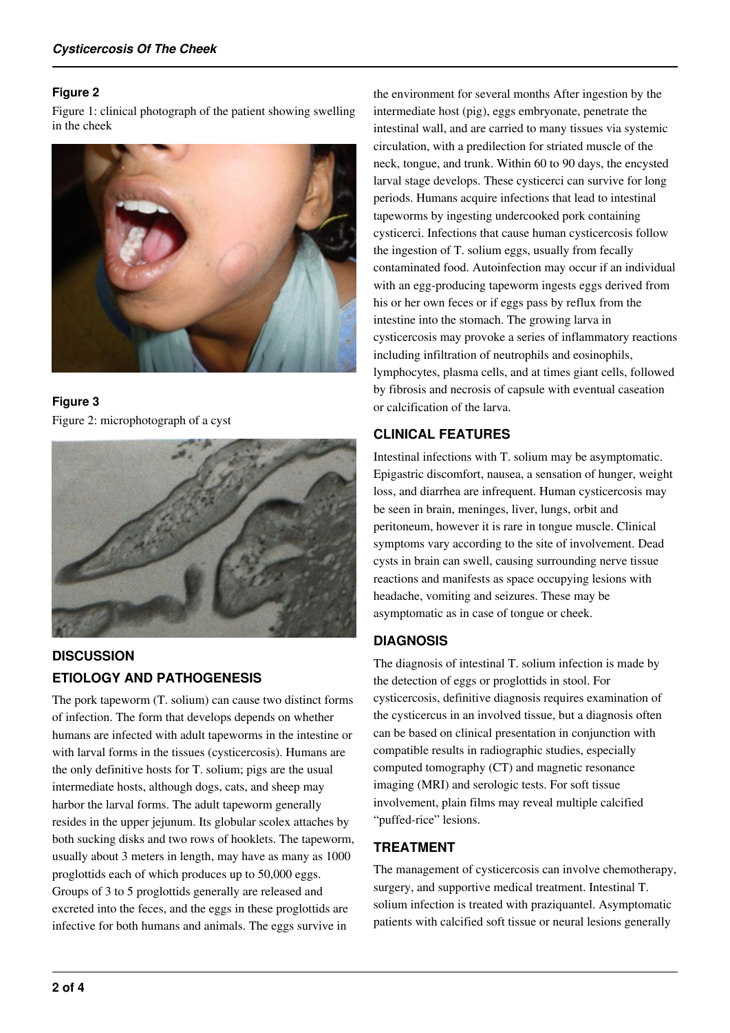**Figure 2**

Figure 1: clinical photograph of the patient showing swelling in the cheek

**Figure 3**

Figure 2: microphotograph of a cyst

## DISCUSSION

### ETIOLOGY AND PATHOGENESIS

The pork tapeworm (T. solium) can cause two distinct forms of infection. The form that develops depends on whether humans are infected with adult tapeworms in the intestine or with larval forms in the tissues (cysticercosis). Humans are the only definitive hosts for T. solium; pigs are the usual intermediate hosts, although dogs, cats, and sheep may harbor the larval forms. The adult tapeworm generally resides in the upper jejunum. Its globular scolex attaches by both sucking disks and two rows of hooklets. The tapeworm, usually about 3 meters in length, may have as many as 1000 proglottids each of which produces up to 50,000 eggs. Groups of 3 to 5 proglottids generally are released and excreted into the feces, and the eggs in these proglottids are infective for both humans and animals. The eggs survive in the environment for several months After ingestion by the intermediate host (pig), eggs embryonate, penetrate the intestinal wall, and are carried to many tissues via systemic circulation, with a predilection for striated muscle of the neck, tongue, and trunk. Within 60 to 90 days, the encysted larval stage develops. These cysticerci can survive for long periods. Humans acquire infections that lead to intestinal tapeworms by ingesting undercooked pork containing cysticerci. Infections that cause human cysticercosis follow the ingestion of T. solium eggs, usually from fecally contaminated food. Autoinfection may occur if an individual with an egg-producing tapeworm ingests eggs derived from his or her own feces or if eggs pass by reflux from the intestine into the stomach. The growing larva in cysticercosis may provoke a series of inflammatory reactions including infiltration of neutrophils and eosinophils, lymphocytes, plasma cells, and at times giant cells, followed by fibrosis and necrosis of capsule with eventual caseation or calcification of the larva.

### CLINICAL FEATURES

Intestinal infections with T. solium may be asymptomatic. Epigastric discomfort, nausea, a sensation of hunger, weight loss, and diarrhea are infrequent. Human cysticercosis may be seen in brain, meninges, liver, lungs, orbit and peritoneum, however it is rare in tongue muscle. Clinical symptoms vary according to the site of involvement. Dead cysts in brain can swell, causing surrounding nerve tissue reactions and manifests as space occupying lesions with headache, vomiting and seizures. These may be asymptomatic as in case of tongue or cheek.

### DIAGNOSIS

The diagnosis of intestinal T. solium infection is made by the detection of eggs or proglottids in stool. For cysticercosis, definitive diagnosis requires examination of the cysticercus in an involved tissue, but a diagnosis often can be based on clinical presentation in conjunction with compatible results in radiographic studies, especially computed tomography (CT) and magnetic resonance imaging (MRI) and serologic tests. For soft tissue involvement, plain films may reveal multiple calcified "puffed-rice" lesions.

### TREATMENT

The management of cysticercosis can involve chemotherapy, surgery, and supportive medical treatment. Intestinal T. solium infection is treated with praziquantel. Asymptomatic patients with calcified soft tissue or neural lesions generally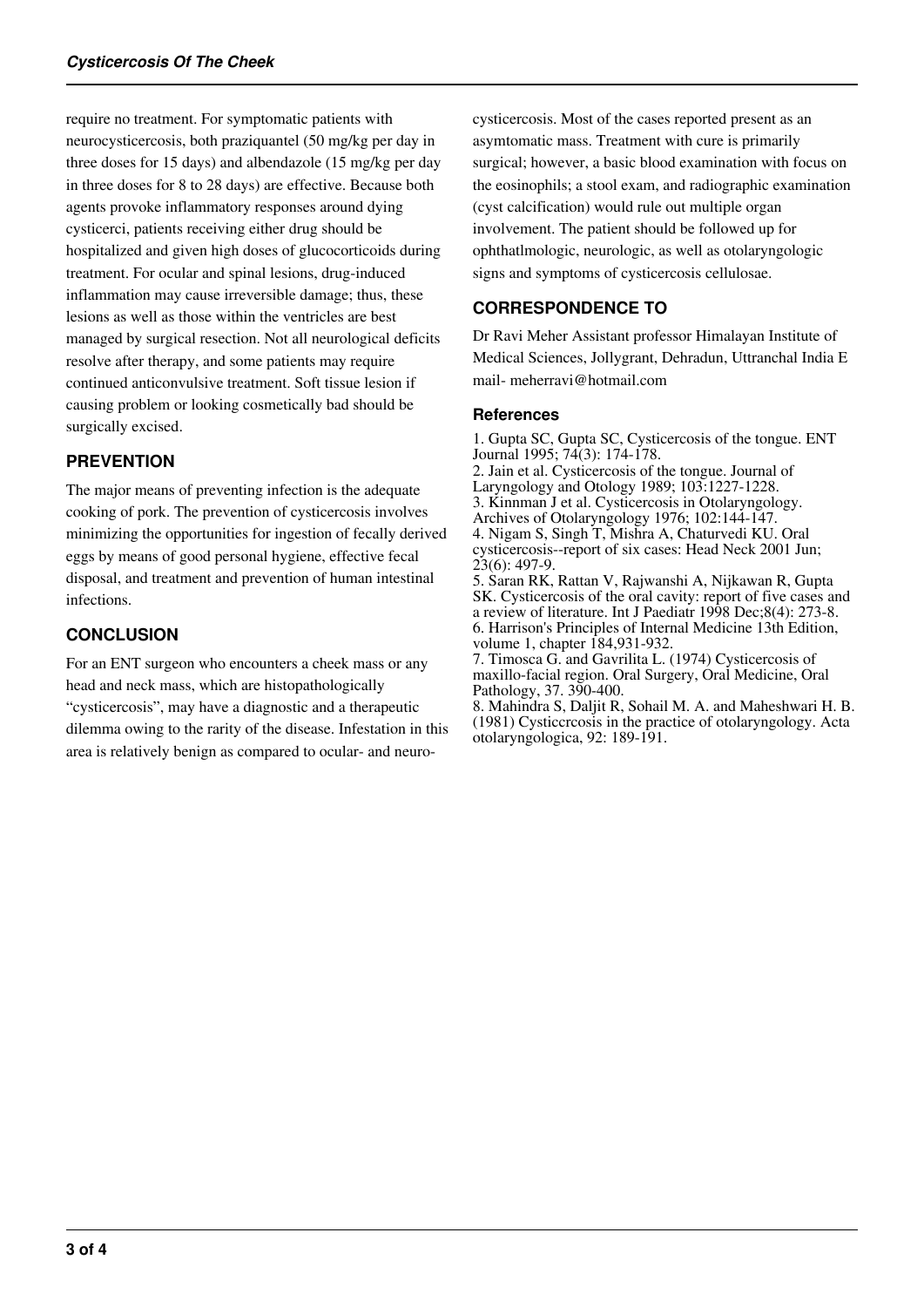require no treatment. For symptomatic patients with neurocysticercosis, both praziquantel (50 mg/kg per day in three doses for 15 days) and albendazole (15 mg/kg per day in three doses for 8 to 28 days) are effective. Because both agents provoke inflammatory responses around dying cysticerci, patients receiving either drug should be hospitalized and given high doses of glucocorticoids during treatment. For ocular and spinal lesions, drug-induced inflammation may cause irreversible damage; thus, these lesions as well as those within the ventricles are best managed by surgical resection. Not all neurological deficits resolve after therapy, and some patients may require continued anticonvulsive treatment. Soft tissue lesion if causing problem or looking cosmetically bad should be surgically excised.

## PREVENTION

The major means of preventing infection is the adequate cooking of pork. The prevention of cysticercosis involves minimizing the opportunities for ingestion of fecally derived eggs by means of good personal hygiene, effective fecal disposal, and treatment and prevention of human intestinal infections.

## CONCLUSION

For an ENT surgeon who encounters a cheek mass or any head and neck mass, which are histopathologically "cysticercosis", may have a diagnostic and a therapeutic dilemma owing to the rarity of the disease. Infestation in this area is relatively benign as compared to ocular- and neuro-cysticercosis. Most of the cases reported present as an asymtomatic mass. Treatment with cure is primarily surgical; however, a basic blood examination with focus on the eosinophils; a stool exam, and radiographic examination (cyst calcification) would rule out multiple organ involvement. The patient should be followed up for ophthatlmologic, neurologic, as well as otolaryngologic signs and symptoms of cysticercosis cellulosae.

## CORRESPONDENCE TO

Dr Ravi Meher Assistant professor Himalayan Institute of Medical Sciences, Jollygrant, Dehradun, Uttranchal India E mail- meherravi@hotmail.com

### References

1. Gupta SC, Gupta SC, Cysticercosis of the tongue. ENT Journal 1995; 74(3): 174-178.
2. Jain et al. Cysticercosis of the tongue. Journal of Laryngology and Otology 1989; 103:1227-1228.
3. Kinnman J et al. Cysticercosis in Otolaryngology. Archives of Otolaryngology 1976; 102:144-147.
4. Nigam S, Singh T, Mishra A, Chaturvedi KU. Oral cysticercosis--report of six cases: Head Neck 2001 Jun; 23(6): 497-9.
5. Saran RK, Rattan V, Rajwanshi A, Nijkawan R, Gupta SK. Cysticercosis of the oral cavity: report of five cases and a review of literature. Int J Paediatr 1998 Dec;8(4): 273-8.
6. Harrison's Principles of Internal Medicine 13th Edition, volume 1, chapter 184,931-932.
7. Timosca G. and Gavrilita L. (1974) Cysticercosis of maxillo-facial region. Oral Surgery, Oral Medicine, Oral Pathology, 37. 390-400.
8. Mahindra S, Daljit R, Sohail M. A. and Maheshwari H. B. (1981) Cysticcrcosis in the practice of otolaryngology. Acta otolaryngologica, 92: 189-191.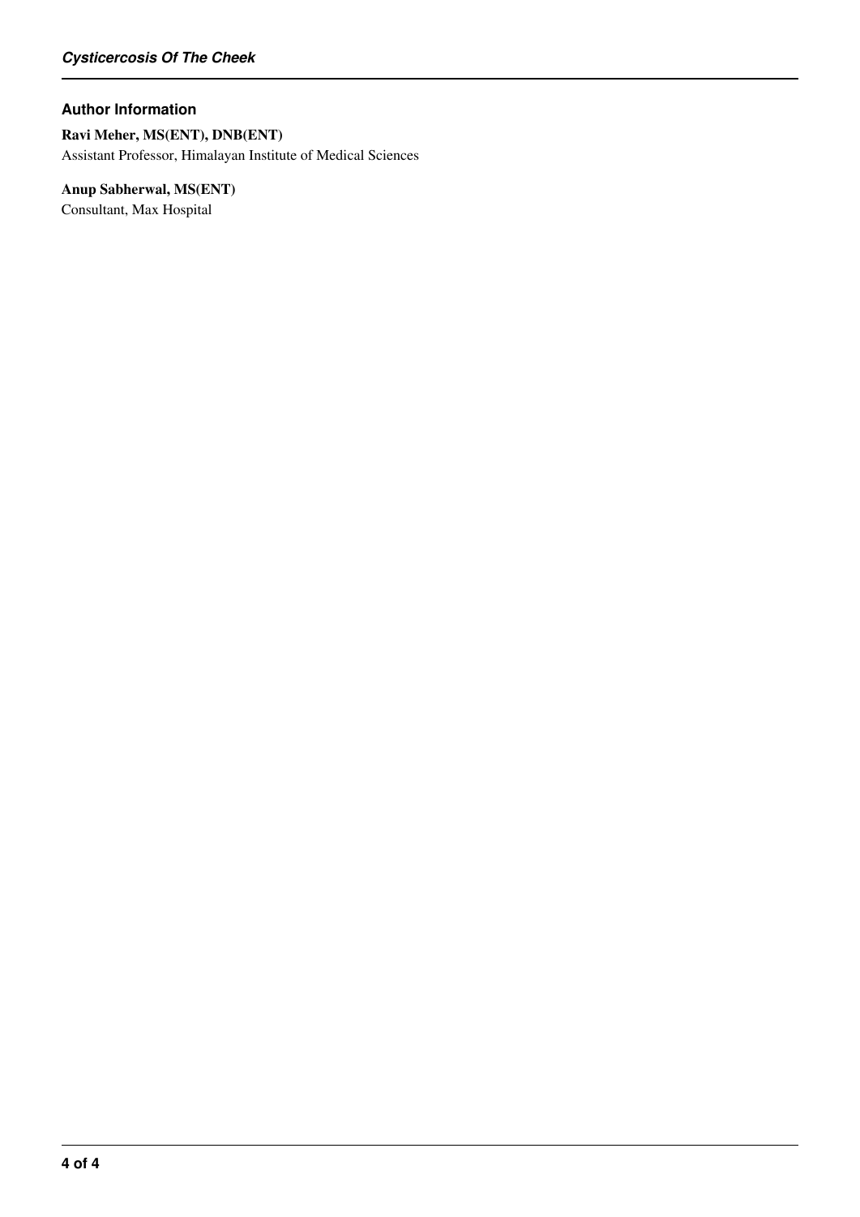## Author Information

**Ravi Meher, MS(ENT), DNB(ENT)**
Assistant Professor, Himalayan Institute of Medical Sciences

**Anup Sabherwal, MS(ENT)**
Consultant, Max Hospital